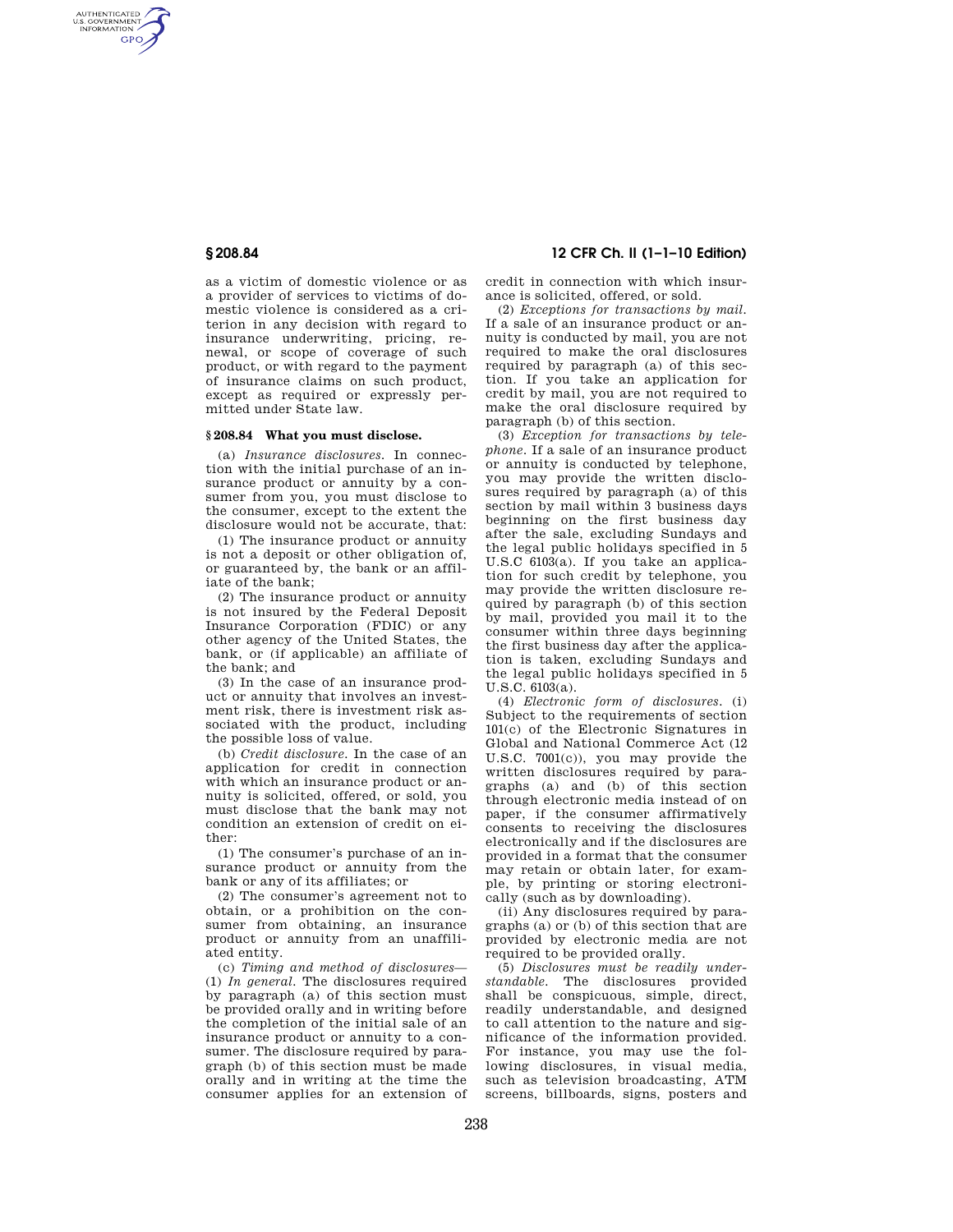as a victim of domestic violence or as a provider of services to victims of domestic violence is considered as a criterion in any decision with regard to insurance underwriting, pricing, renewal, or scope of coverage of such product, or with regard to the payment of insurance claims on such product, except as required or expressly permitted under State law.

### § 208.84 What you must disclose.

(a) *Insurance disclosures.* In connection with the initial purchase of an insurance product or annuity by a consumer from you, you must disclose to the consumer, except to the extent the disclosure would not be accurate, that:

(1) The insurance product or annuity is not a deposit or other obligation of, or guaranteed by, the bank or an affiliate of the bank;

(2) The insurance product or annuity is not insured by the Federal Deposit Insurance Corporation (FDIC) or any other agency of the United States, the bank, or (if applicable) an affiliate of the bank; and

(3) In the case of an insurance product or annuity that involves an investment risk, there is investment risk associated with the product, including the possible loss of value.

(b) *Credit disclosure.* In the case of an application for credit in connection with which an insurance product or annuity is solicited, offered, or sold, you must disclose that the bank may not condition an extension of credit on either:

(1) The consumer's purchase of an insurance product or annuity from the bank or any of its affiliates; or

(2) The consumer's agreement not to obtain, or a prohibition on the consumer from obtaining, an insurance product or annuity from an unaffiliated entity.

(c) *Timing and method of disclosures*—(1) *In general.* The disclosures required by paragraph (a) of this section must be provided orally and in writing before the completion of the initial sale of an insurance product or annuity to a consumer. The disclosure required by paragraph (b) of this section must be made orally and in writing at the time the consumer applies for an extension of credit in connection with which insurance is solicited, offered, or sold.

(2) *Exceptions for transactions by mail.* If a sale of an insurance product or annuity is conducted by mail, you are not required to make the oral disclosures required by paragraph (a) of this section. If you take an application for credit by mail, you are not required to make the oral disclosure required by paragraph (b) of this section.

(3) *Exception for transactions by telephone.* If a sale of an insurance product or annuity is conducted by telephone, you may provide the written disclosures required by paragraph (a) of this section by mail within 3 business days beginning on the first business day after the sale, excluding Sundays and the legal public holidays specified in 5 U.S.C 6103(a). If you take an application for such credit by telephone, you may provide the written disclosure required by paragraph (b) of this section by mail, provided you mail it to the consumer within three days beginning the first business day after the application is taken, excluding Sundays and the legal public holidays specified in 5 U.S.C. 6103(a).

(4) *Electronic form of disclosures.* (i) Subject to the requirements of section 101(c) of the Electronic Signatures in Global and National Commerce Act (12 U.S.C. 7001(c)), you may provide the written disclosures required by paragraphs (a) and (b) of this section through electronic media instead of on paper, if the consumer affirmatively consents to receiving the disclosures electronically and if the disclosures are provided in a format that the consumer may retain or obtain later, for example, by printing or storing electronically (such as by downloading).

(ii) Any disclosures required by paragraphs (a) or (b) of this section that are provided by electronic media are not required to be provided orally.

(5) *Disclosures must be readily understandable.* The disclosures provided shall be conspicuous, simple, direct, readily understandable, and designed to call attention to the nature and significance of the information provided. For instance, you may use the following disclosures, in visual media, such as television broadcasting, ATM screens, billboards, signs, posters and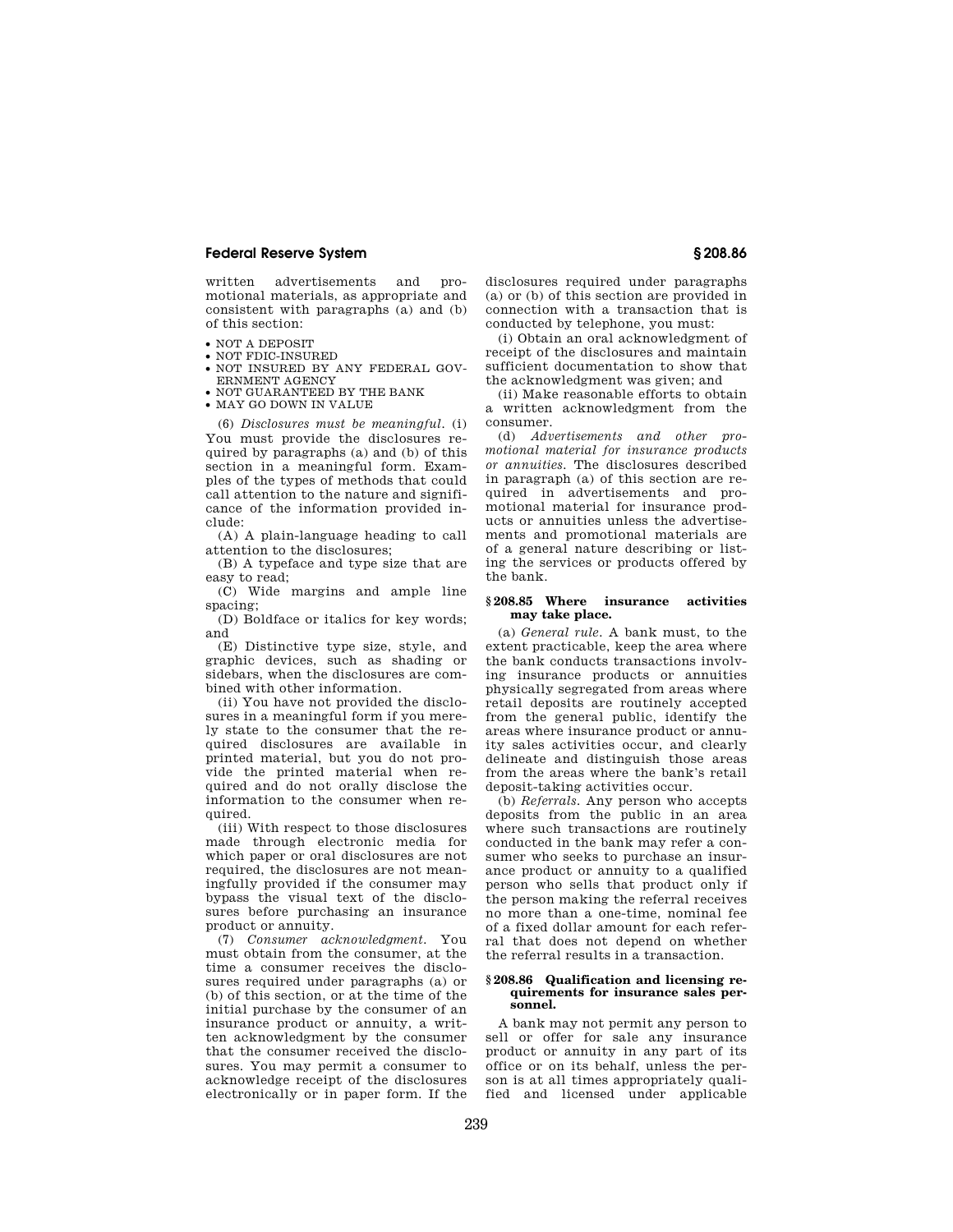written advertisements and promotional materials, as appropriate and consistent with paragraphs (a) and (b) of this section:

- NOT A DEPOSIT
- NOT FDIC-INSURED
- NOT INSURED BY ANY FEDERAL GOVERNMENT AGENCY
- NOT GUARANTEED BY THE BANK
- MAY GO DOWN IN VALUE

(6) *Disclosures must be meaningful.* (i) You must provide the disclosures required by paragraphs (a) and (b) of this section in a meaningful form. Examples of the types of methods that could call attention to the nature and significance of the information provided include:

(A) A plain-language heading to call attention to the disclosures;

(B) A typeface and type size that are easy to read;

(C) Wide margins and ample line spacing;

(D) Boldface or italics for key words; and

(E) Distinctive type size, style, and graphic devices, such as shading or sidebars, when the disclosures are combined with other information.

(ii) You have not provided the disclosures in a meaningful form if you merely state to the consumer that the required disclosures are available in printed material, but you do not provide the printed material when required and do not orally disclose the information to the consumer when required.

(iii) With respect to those disclosures made through electronic media for which paper or oral disclosures are not required, the disclosures are not meaningfully provided if the consumer may bypass the visual text of the disclosures before purchasing an insurance product or annuity.

(7) *Consumer acknowledgment.* You must obtain from the consumer, at the time a consumer receives the disclosures required under paragraphs (a) or (b) of this section, or at the time of the initial purchase by the consumer of an insurance product or annuity, a written acknowledgment by the consumer that the consumer received the disclosures. You may permit a consumer to acknowledge receipt of the disclosures electronically or in paper form. If the disclosures required under paragraphs (a) or (b) of this section are provided in connection with a transaction that is conducted by telephone, you must:

(i) Obtain an oral acknowledgment of receipt of the disclosures and maintain sufficient documentation to show that the acknowledgment was given; and

(ii) Make reasonable efforts to obtain a written acknowledgment from the consumer.

(d) *Advertisements and other promotional material for insurance products or annuities.* The disclosures described in paragraph (a) of this section are required in advertisements and promotional material for insurance products or annuities unless the advertisements and promotional materials are of a general nature describing or listing the services or products offered by the bank.

### § 208.85 Where insurance activities may take place.

(a) *General rule.* A bank must, to the extent practicable, keep the area where the bank conducts transactions involving insurance products or annuities physically segregated from areas where retail deposits are routinely accepted from the general public, identify the areas where insurance product or annuity sales activities occur, and clearly delineate and distinguish those areas from the areas where the bank's retail deposit-taking activities occur.

(b) *Referrals.* Any person who accepts deposits from the public in an area where such transactions are routinely conducted in the bank may refer a consumer who seeks to purchase an insurance product or annuity to a qualified person who sells that product only if the person making the referral receives no more than a one-time, nominal fee of a fixed dollar amount for each referral that does not depend on whether the referral results in a transaction.

### § 208.86 Qualification and licensing requirements for insurance sales personnel.

A bank may not permit any person to sell or offer for sale any insurance product or annuity in any part of its office or on its behalf, unless the person is at all times appropriately qualified and licensed under applicable